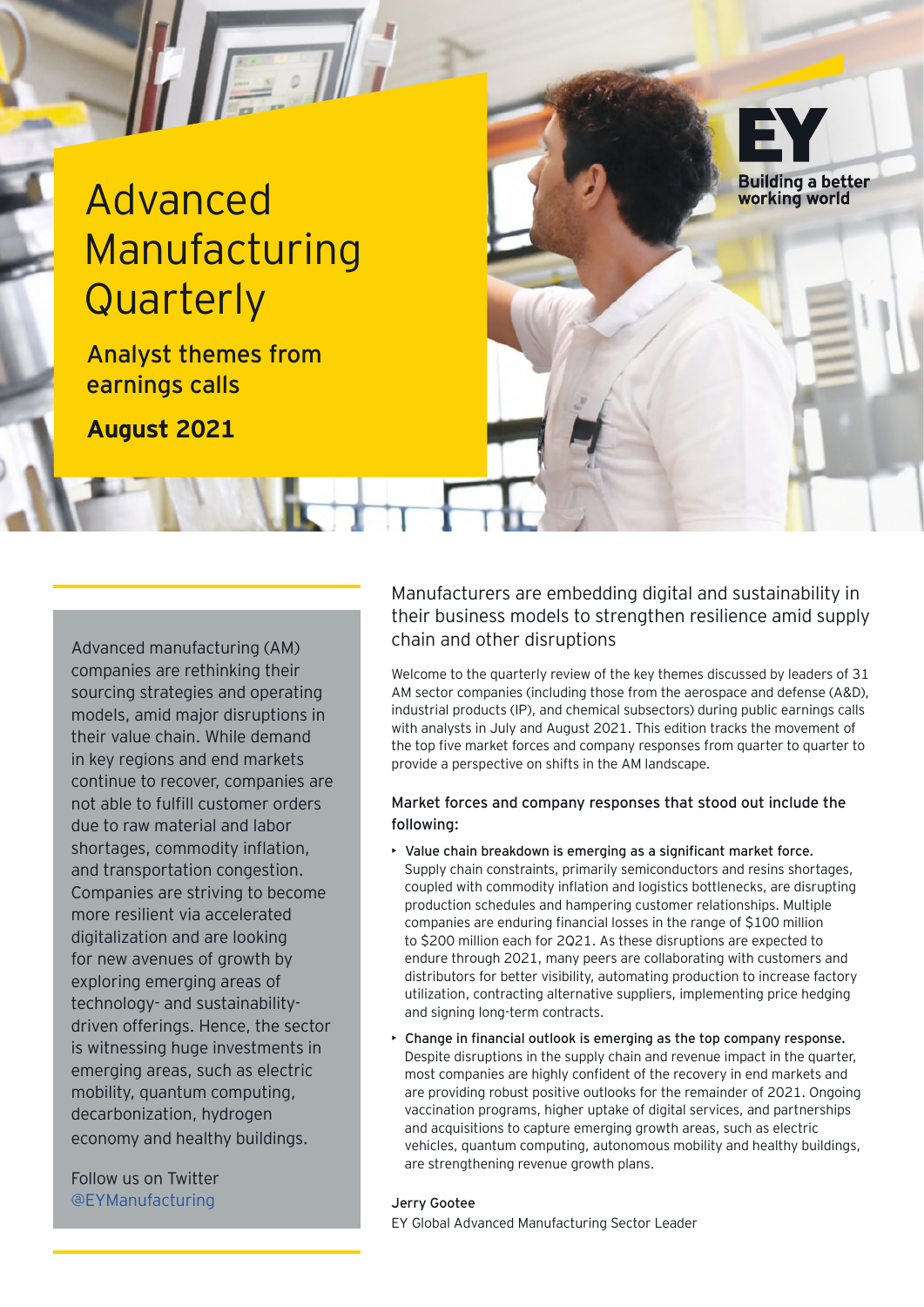# Advanced Manufacturing Quarterly

## Analyst themes from earnings calls

**August 2021**

EY Building a better working world

Advanced manufacturing (AM) companies are rethinking their sourcing strategies and operating models, amid major disruptions in their value chain. While demand in key regions and end markets continue to recover, companies are not able to fulfill customer orders due to raw material and labor shortages, commodity inflation, and transportation congestion. Companies are striving to become more resilient via accelerated digitalization and are looking for new avenues of growth by exploring emerging areas of technology- and sustainability-driven offerings. Hence, the sector is witnessing huge investments in emerging areas, such as electric mobility, quantum computing, decarbonization, hydrogen economy and healthy buildings.

Follow us on Twitter @EYManufacturing

## Manufacturers are embedding digital and sustainability in their business models to strengthen resilience amid supply chain and other disruptions

Welcome to the quarterly review of the key themes discussed by leaders of 31 AM sector companies (including those from the aerospace and defense (A&D), industrial products (IP), and chemical subsectors) during public earnings calls with analysts in July and August 2021. This edition tracks the movement of the top five market forces and company responses from quarter to quarter to provide a perspective on shifts in the AM landscape.

### Market forces and company responses that stood out include the following:

- **Value chain breakdown is emerging as a significant market force.** Supply chain constraints, primarily semiconductors and resins shortages, coupled with commodity inflation and logistics bottlenecks, are disrupting production schedules and hampering customer relationships. Multiple companies are enduring financial losses in the range of $100 million to $200 million each for 2Q21. As these disruptions are expected to endure through 2021, many peers are collaborating with customers and distributors for better visibility, automating production to increase factory utilization, contracting alternative suppliers, implementing price hedging and signing long-term contracts.
- **Change in financial outlook is emerging as the top company response.** Despite disruptions in the supply chain and revenue impact in the quarter, most companies are highly confident of the recovery in end markets and are providing robust positive outlooks for the remainder of 2021. Ongoing vaccination programs, higher uptake of digital services, and partnerships and acquisitions to capture emerging growth areas, such as electric vehicles, quantum computing, autonomous mobility and healthy buildings, are strengthening revenue growth plans.

Jerry Gootee

EY Global Advanced Manufacturing Sector Leader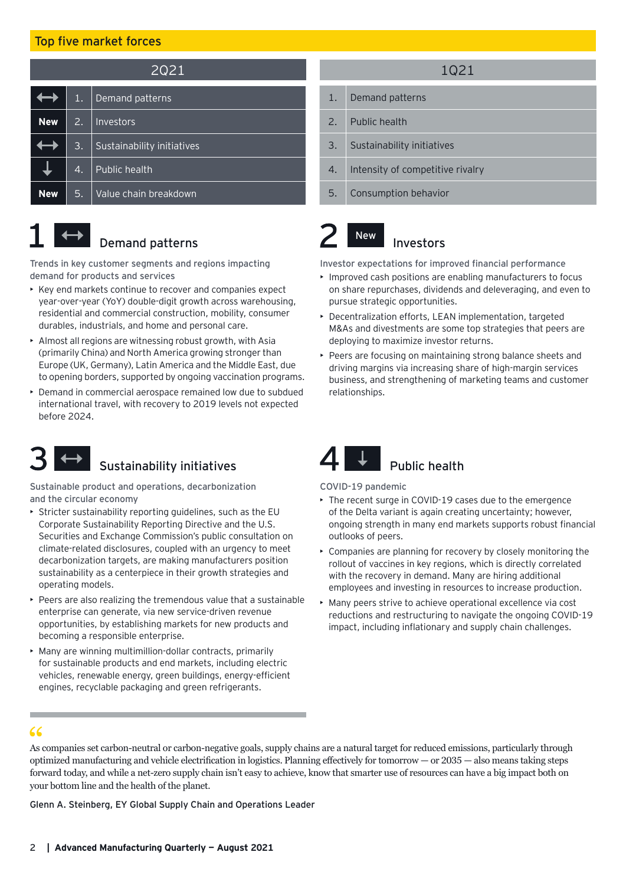## Top five market forces

| 2Q21 | | | 1Q21 | |
|---|---|---|---|---|
| ↔ | 1. | Demand patterns | 1. | Demand patterns |
| New | 2. | Investors | 2. | Public health |
| ↔ | 3. | Sustainability initiatives | 3. | Sustainability initiatives |
| ↓ | 4. | Public health | 4. | Intensity of competitive rivalry |
| New | 5. | Value chain breakdown | 5. | Consumption behavior |

### 1 ↔ Demand patterns

Trends in key customer segments and regions impacting demand for products and services

- Key end markets continue to recover and companies expect year-over-year (YoY) double-digit growth across warehousing, residential and commercial construction, mobility, consumer durables, industrials, and home and personal care.
- Almost all regions are witnessing robust growth, with Asia (primarily China) and North America growing stronger than Europe (UK, Germany), Latin America and the Middle East, due to opening borders, supported by ongoing vaccination programs.
- Demand in commercial aerospace remained low due to subdued international travel, with recovery to 2019 levels not expected before 2024.

### 2 New Investors

Investor expectations for improved financial performance

- Improved cash positions are enabling manufacturers to focus on share repurchases, dividends and deleveraging, and even to pursue strategic opportunities.
- Decentralization efforts, LEAN implementation, targeted M&As and divestments are some top strategies that peers are deploying to maximize investor returns.
- Peers are focusing on maintaining strong balance sheets and driving margins via increasing share of high-margin services business, and strengthening of marketing teams and customer relationships.

### 3 ↔ Sustainability initiatives

Sustainable product and operations, decarbonization and the circular economy

- Stricter sustainability reporting guidelines, such as the EU Corporate Sustainability Reporting Directive and the U.S. Securities and Exchange Commission's public consultation on climate-related disclosures, coupled with an urgency to meet decarbonization targets, are making manufacturers position sustainability as a centerpiece in their growth strategies and operating models.
- Peers are also realizing the tremendous value that a sustainable enterprise can generate, via new service-driven revenue opportunities, by establishing markets for new products and becoming a responsible enterprise.
- Many are winning multimillion-dollar contracts, primarily for sustainable products and end markets, including electric vehicles, renewable energy, green buildings, energy-efficient engines, recyclable packaging and green refrigerants.

### 4 ↓ Public health

COVID-19 pandemic

- The recent surge in COVID-19 cases due to the emergence of the Delta variant is again creating uncertainty; however, ongoing strength in many end markets supports robust financial outlooks of peers.
- Companies are planning for recovery by closely monitoring the rollout of vaccines in key regions, which is directly correlated with the recovery in demand. Many are hiring additional employees and investing in resources to increase production.
- Many peers strive to achieve operational excellence via cost reductions and restructuring to navigate the ongoing COVID-19 impact, including inflationary and supply chain challenges.

> "As companies set carbon-neutral or carbon-negative goals, supply chains are a natural target for reduced emissions, particularly through optimized manufacturing and vehicle electrification in logistics. Planning effectively for tomorrow — or 2035 — also means taking steps forward today, and while a net-zero supply chain isn't easy to achieve, know that smarter use of resources can have a big impact both on your bottom line and the health of the planet.
>
> Glenn A. Steinberg, EY Global Supply Chain and Operations Leader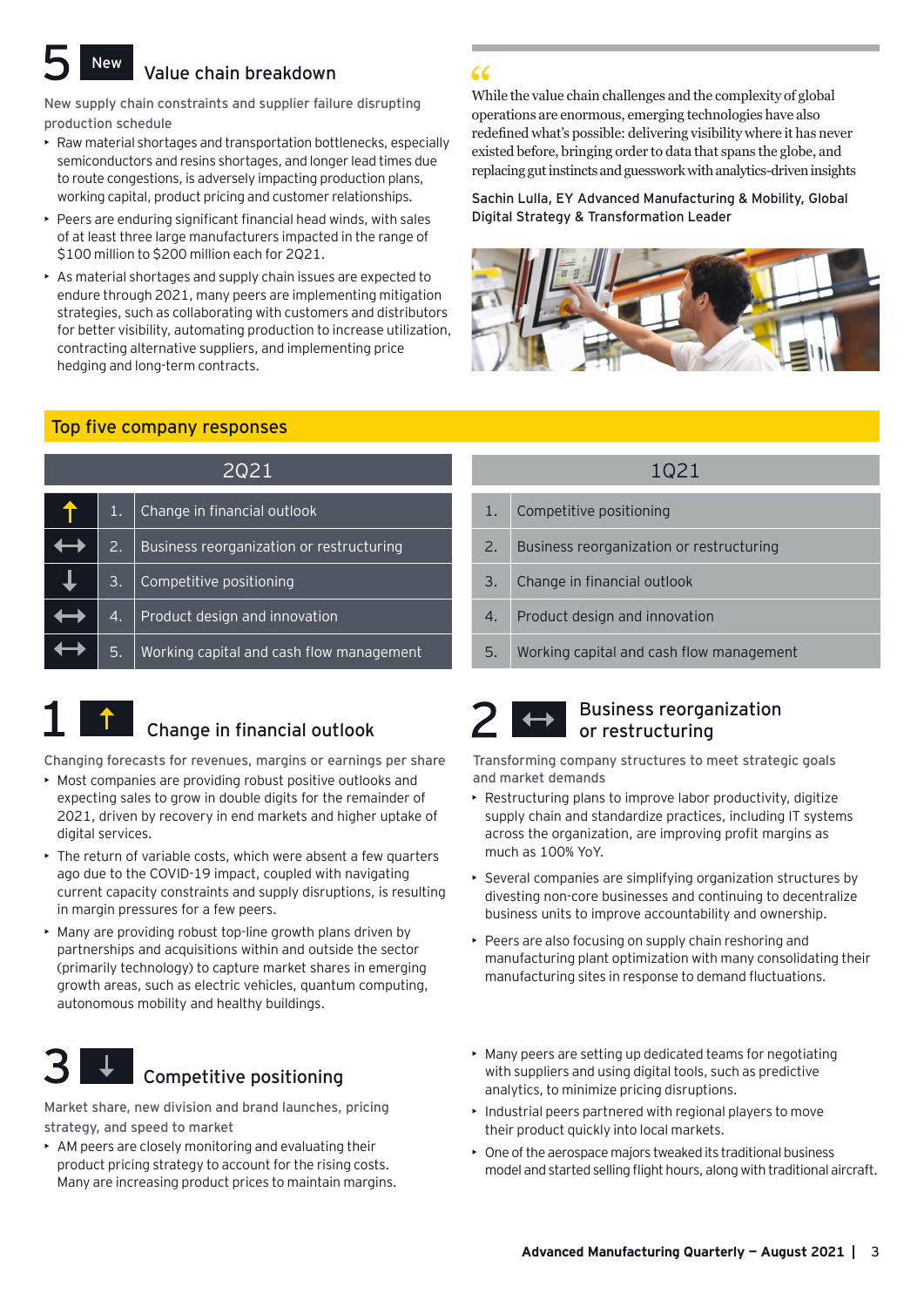## 5 New Value chain breakdown

New supply chain constraints and supplier failure disrupting production schedule

- Raw material shortages and transportation bottlenecks, especially semiconductors and resins shortages, and longer lead times due to route congestions, is adversely impacting production plans, working capital, product pricing and customer relationships.
- Peers are enduring significant financial head winds, with sales of at least three large manufacturers impacted in the range of $100 million to $200 million each for 2Q21.
- As material shortages and supply chain issues are expected to endure through 2021, many peers are implementing mitigation strategies, such as collaborating with customers and distributors for better visibility, automating production to increase utilization, contracting alternative suppliers, and implementing price hedging and long-term contracts.

> "While the value chain challenges and the complexity of global operations are enormous, emerging technologies have also redefined what's possible: delivering visibility where it has never existed before, bringing order to data that spans the globe, and replacing gut instincts and guesswork with analytics-driven insights
>
> Sachin Lulla, EY Advanced Manufacturing & Mobility, Global Digital Strategy & Transformation Leader

## Top five company responses

| | 2Q21 | 1Q21 |
|---|---|---|
| ↑ | 1. Change in financial outlook | 1. Competitive positioning |
| ↔ | 2. Business reorganization or restructuring | 2. Business reorganization or restructuring |
| ↓ | 3. Competitive positioning | 3. Change in financial outlook |
| ↔ | 4. Product design and innovation | 4. Product design and innovation |
| ↔ | 5. Working capital and cash flow management | 5. Working capital and cash flow management |

## 1 ↑ Change in financial outlook

Changing forecasts for revenues, margins or earnings per share

- Most companies are providing robust positive outlooks and expecting sales to grow in double digits for the remainder of 2021, driven by recovery in end markets and higher uptake of digital services.
- The return of variable costs, which were absent a few quarters ago due to the COVID-19 impact, coupled with navigating current capacity constraints and supply disruptions, is resulting in margin pressures for a few peers.
- Many are providing robust top-line growth plans driven by partnerships and acquisitions within and outside the sector (primarily technology) to capture market shares in emerging growth areas, such as electric vehicles, quantum computing, autonomous mobility and healthy buildings.

## 2 ↔ Business reorganization or restructuring

Transforming company structures to meet strategic goals and market demands

- Restructuring plans to improve labor productivity, digitize supply chain and standardize practices, including IT systems across the organization, are improving profit margins as much as 100% YoY.
- Several companies are simplifying organization structures by divesting non-core businesses and continuing to decentralize business units to improve accountability and ownership.
- Peers are also focusing on supply chain reshoring and manufacturing plant optimization with many consolidating their manufacturing sites in response to demand fluctuations.

## 3 ↓ Competitive positioning

Market share, new division and brand launches, pricing strategy, and speed to market

- AM peers are closely monitoring and evaluating their product pricing strategy to account for the rising costs. Many are increasing product prices to maintain margins.
- Many peers are setting up dedicated teams for negotiating with suppliers and using digital tools, such as predictive analytics, to minimize pricing disruptions.
- Industrial peers partnered with regional players to move their product quickly into local markets.
- One of the aerospace majors tweaked its traditional business model and started selling flight hours, along with traditional aircraft.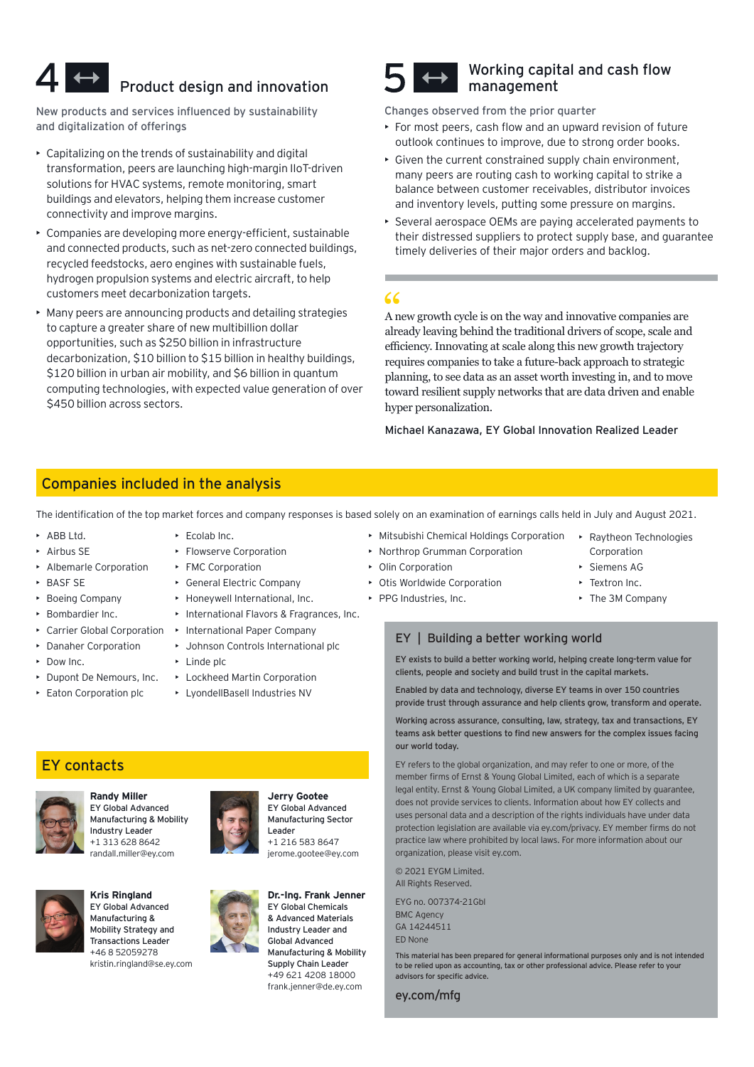## 4 ↔ Product design and innovation

New products and services influenced by sustainability and digitalization of offerings

- Capitalizing on the trends of sustainability and digital transformation, peers are launching high-margin IIoT-driven solutions for HVAC systems, remote monitoring, smart buildings and elevators, helping them increase customer connectivity and improve margins.
- Companies are developing more energy-efficient, sustainable and connected products, such as net-zero connected buildings, recycled feedstocks, aero engines with sustainable fuels, hydrogen propulsion systems and electric aircraft, to help customers meet decarbonization targets.
- Many peers are announcing products and detailing strategies to capture a greater share of new multibillion dollar opportunities, such as $250 billion in infrastructure decarbonization, $10 billion to $15 billion in healthy buildings, $120 billion in urban air mobility, and $6 billion in quantum computing technologies, with expected value generation of over $450 billion across sectors.

## 5 ↔ Working capital and cash flow management

Changes observed from the prior quarter

- For most peers, cash flow and an upward revision of future outlook continues to improve, due to strong order books.
- Given the current constrained supply chain environment, many peers are routing cash to working capital to strike a balance between customer receivables, distributor invoices and inventory levels, putting some pressure on margins.
- Several aerospace OEMs are paying accelerated payments to their distressed suppliers to protect supply base, and guarantee timely deliveries of their major orders and backlog.

> “A new growth cycle is on the way and innovative companies are already leaving behind the traditional drivers of scope, scale and efficiency. Innovating at scale along this new growth trajectory requires companies to take a future-back approach to strategic planning, to see data as an asset worth investing in, and to move toward resilient supply networks that are data driven and enable hyper personalization.
>
> Michael Kanazawa, EY Global Innovation Realized Leader

## Companies included in the analysis

The identification of the top market forces and company responses is based solely on an examination of earnings calls held in July and August 2021.

- ABB Ltd.
- Airbus SE
- Albemarle Corporation
- BASF SE
- Boeing Company
- Bombardier Inc.
- Carrier Global Corporation
- Danaher Corporation
- Dow Inc.
- Dupont De Nemours, Inc.
- Eaton Corporation plc
- Ecolab Inc.
- Flowserve Corporation
- FMC Corporation
- General Electric Company
- Honeywell International, Inc.
- International Flavors & Fragrances, Inc.
- International Paper Company
- Johnson Controls International plc
- Linde plc
- Lockheed Martin Corporation
- LyondellBasell Industries NV
- Mitsubishi Chemical Holdings Corporation
- Northrop Grumman Corporation
- Olin Corporation
- Otis Worldwide Corporation
- PPG Industries, Inc.
- Raytheon Technologies Corporation
- Siemens AG
- Textron Inc.
- The 3M Company

## EY contacts

**Randy Miller**
EY Global Advanced Manufacturing & Mobility Industry Leader
+1 313 628 8642
randall.miller@ey.com

**Jerry Gootee**
EY Global Advanced Manufacturing Sector Leader
+1 216 583 8647
jerome.gootee@ey.com

**Kris Ringland**
EY Global Advanced Manufacturing & Mobility Strategy and Transactions Leader
+46 8 52059278
kristin.ringland@se.ey.com

**Dr.-Ing. Frank Jenner**
EY Global Chemicals & Advanced Materials Industry Leader and Global Advanced Manufacturing & Mobility Supply Chain Leader
+49 621 4208 18000
frank.jenner@de.ey.com

## EY | Building a better working world

EY exists to build a better working world, helping create long-term value for clients, people and society and build trust in the capital markets.

Enabled by data and technology, diverse EY teams in over 150 countries provide trust through assurance and help clients grow, transform and operate.

Working across assurance, consulting, law, strategy, tax and transactions, EY teams ask better questions to find new answers for the complex issues facing our world today.

EY refers to the global organization, and may refer to one or more, of the member firms of Ernst & Young Global Limited, each of which is a separate legal entity. Ernst & Young Global Limited, a UK company limited by guarantee, does not provide services to clients. Information about how EY collects and uses personal data and a description of the rights individuals have under data protection legislation are available via ey.com/privacy. EY member firms do not practice law where prohibited by local laws. For more information about our organization, please visit ey.com.

© 2021 EYGM Limited.
All Rights Reserved.

EYG no. 007374-21Gbl
BMC Agency
GA 14244511
ED None

This material has been prepared for general informational purposes only and is not intended to be relied upon as accounting, tax or other professional advice. Please refer to your advisors for specific advice.

ey.com/mfg